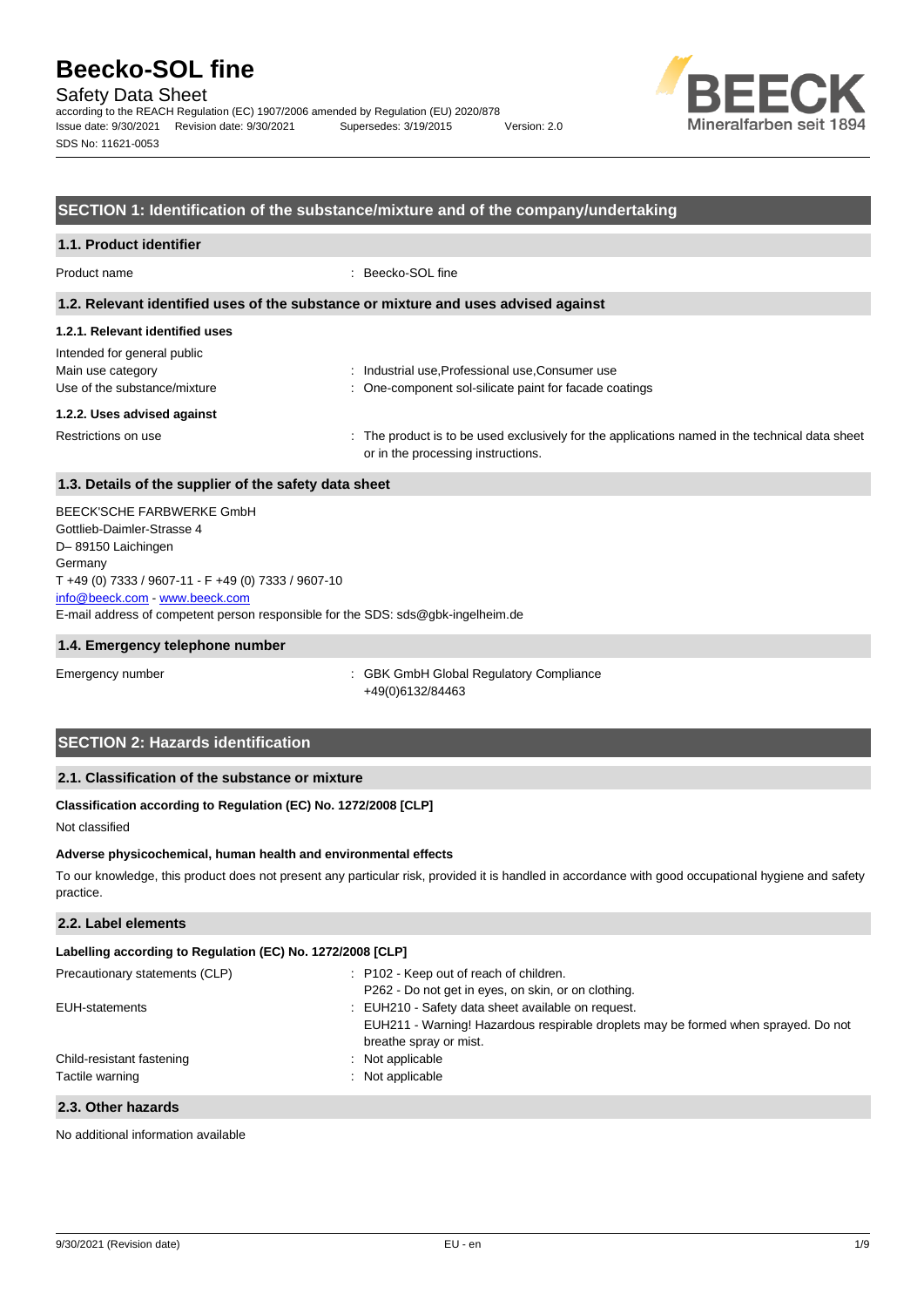# Beecko-SOL fine

Safety Data Sheet

according to the REACH Regulation (EC) 1907/2006 amended by Regulation (EU) 2020/878

Issue date: 9/30/2021 Revision date: 9/30/2021 Supersedes: 3/19/2015 Version: 2.0

SDS No: 11621-0053

## SECTION 1: Identification of the substance/mixture and of the company/undertaking

### 1.1. Product identifier

Product name : Beecko-SOL fine

### 1.2. Relevant identified uses of the substance or mixture and uses advised against

#### 1.2.1. Relevant identified uses

Intended for general public

Main use category : Industrial use,Professional use,Consumer use

Use of the substance/mixture : One-component sol-silicate paint for facade coatings

#### 1.2.2. Uses advised against

Restrictions on use : The product is to be used exclusively for the applications named in the technical data sheet or in the processing instructions.

### 1.3. Details of the supplier of the safety data sheet

BEECK'SCHE FARBWERKE GmbH
Gottlieb-Daimler-Strasse 4
D– 89150 Laichingen
Germany
T +49 (0) 7333 / 9607-11 - F +49 (0) 7333 / 9607-10
info@beeck.com - www.beeck.com
E-mail address of competent person responsible for the SDS: sds@gbk-ingelheim.de

### 1.4. Emergency telephone number

Emergency number : GBK GmbH Global Regulatory Compliance
+49(0)6132/84463

## SECTION 2: Hazards identification

### 2.1. Classification of the substance or mixture

**Classification according to Regulation (EC) No. 1272/2008 [CLP]**

Not classified

**Adverse physicochemical, human health and environmental effects**

To our knowledge, this product does not present any particular risk, provided it is handled in accordance with good occupational hygiene and safety practice.

### 2.2. Label elements

**Labelling according to Regulation (EC) No. 1272/2008 [CLP]**

Precautionary statements (CLP) : P102 - Keep out of reach of children.
P262 - Do not get in eyes, on skin, or on clothing.

EUH-statements : EUH210 - Safety data sheet available on request.
EUH211 - Warning! Hazardous respirable droplets may be formed when sprayed. Do not breathe spray or mist.

Child-resistant fastening : Not applicable

Tactile warning : Not applicable

### 2.3. Other hazards

No additional information available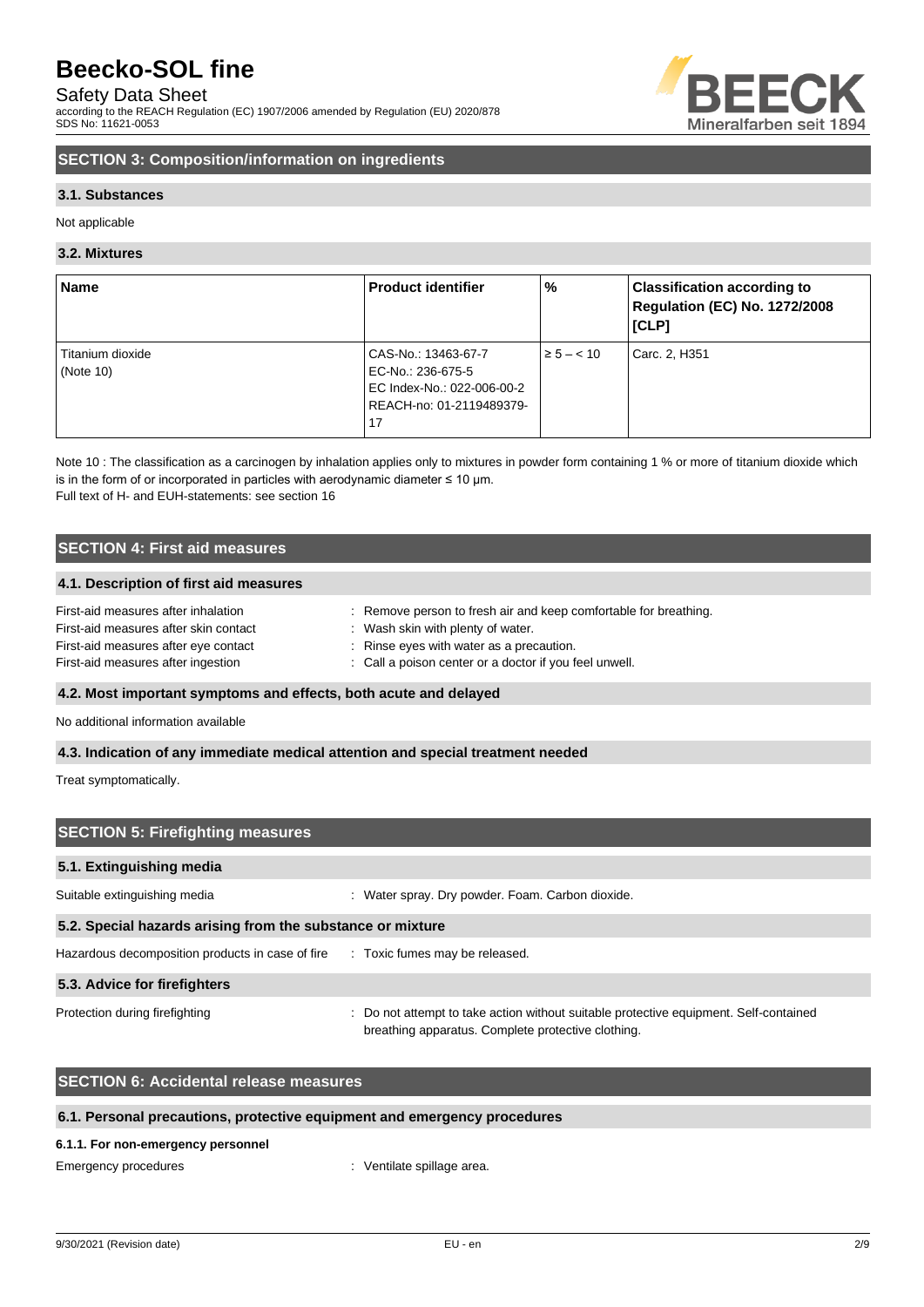## SECTION 3: Composition/information on ingredients

### 3.1. Substances

Not applicable

### 3.2. Mixtures

| Name | Product identifier | % | Classification according to Regulation (EC) No. 1272/2008 [CLP] |
|---|---|---|---|
| Titanium dioxide (Note 10) | CAS-No.: 13463-67-7<br>EC-No.: 236-675-5<br>EC Index-No.: 022-006-00-2<br>REACH-no: 01-2119489379-17 | ≥ 5 – < 10 | Carc. 2, H351 |

Note 10 : The classification as a carcinogen by inhalation applies only to mixtures in powder form containing 1 % or more of titanium dioxide which is in the form of or incorporated in particles with aerodynamic diameter ≤ 10 µm.

Full text of H- and EUH-statements: see section 16

## SECTION 4: First aid measures

### 4.1. Description of first aid measures

First-aid measures after inhalation : Remove person to fresh air and keep comfortable for breathing.
First-aid measures after skin contact : Wash skin with plenty of water.
First-aid measures after eye contact : Rinse eyes with water as a precaution.
First-aid measures after ingestion : Call a poison center or a doctor if you feel unwell.

### 4.2. Most important symptoms and effects, both acute and delayed

No additional information available

### 4.3. Indication of any immediate medical attention and special treatment needed

Treat symptomatically.

## SECTION 5: Firefighting measures

### 5.1. Extinguishing media

Suitable extinguishing media : Water spray. Dry powder. Foam. Carbon dioxide.

### 5.2. Special hazards arising from the substance or mixture

Hazardous decomposition products in case of fire : Toxic fumes may be released.

### 5.3. Advice for firefighters

Protection during firefighting : Do not attempt to take action without suitable protective equipment. Self-contained breathing apparatus. Complete protective clothing.

## SECTION 6: Accidental release measures

### 6.1. Personal precautions, protective equipment and emergency procedures

#### 6.1.1. For non-emergency personnel

Emergency procedures : Ventilate spillage area.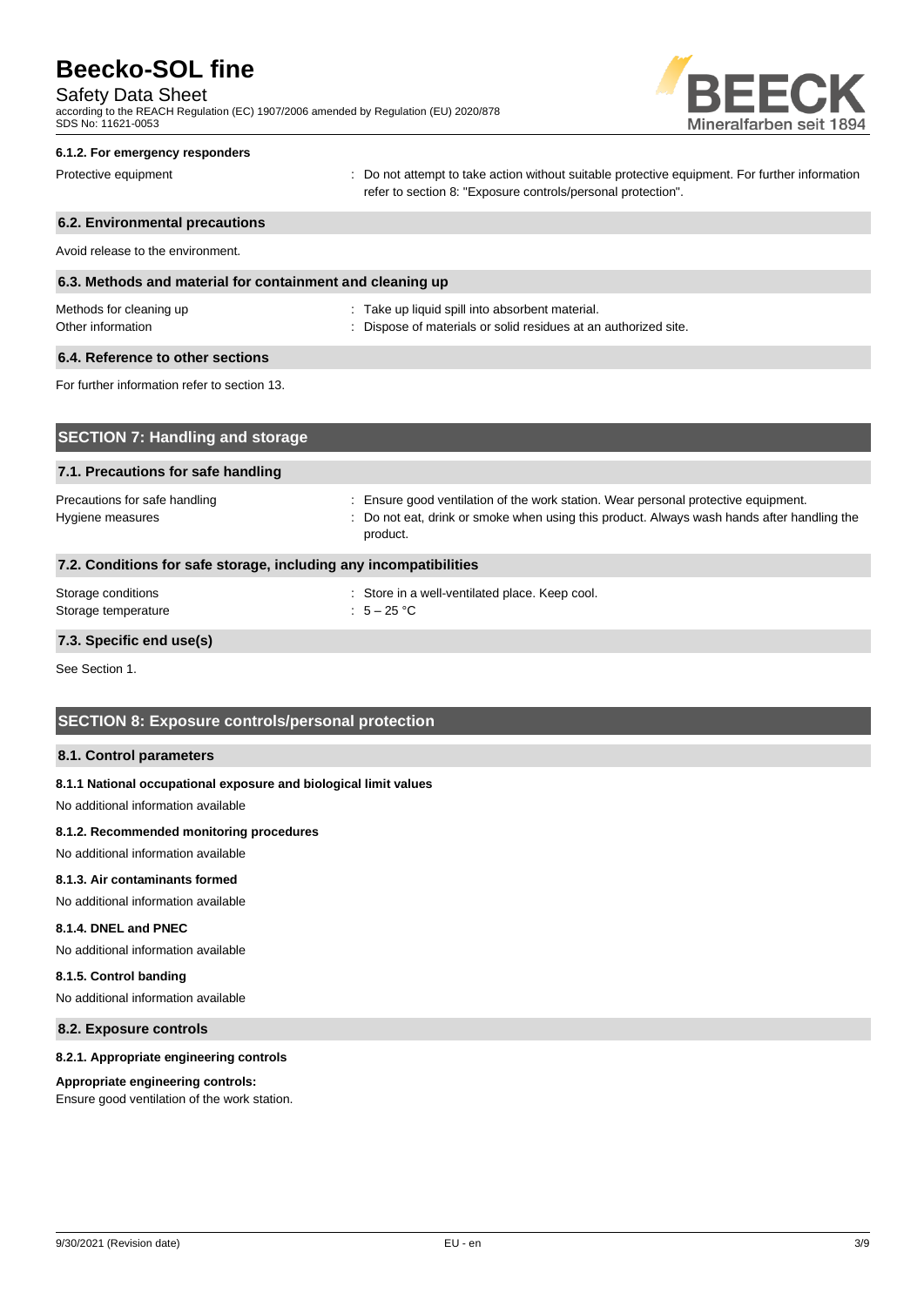#### 6.1.2. For emergency responders

Protective equipment : Do not attempt to take action without suitable protective equipment. For further information refer to section 8: "Exposure controls/personal protection".

### 6.2. Environmental precautions

Avoid release to the environment.

### 6.3. Methods and material for containment and cleaning up

Methods for cleaning up : Take up liquid spill into absorbent material.

Other information : Dispose of materials or solid residues at an authorized site.

### 6.4. Reference to other sections

For further information refer to section 13.

## SECTION 7: Handling and storage

### 7.1. Precautions for safe handling

Precautions for safe handling : Ensure good ventilation of the work station. Wear personal protective equipment.

Hygiene measures : Do not eat, drink or smoke when using this product. Always wash hands after handling the product.

### 7.2. Conditions for safe storage, including any incompatibilities

Storage conditions : Store in a well-ventilated place. Keep cool.

Storage temperature : 5 – 25 °C

### 7.3. Specific end use(s)

See Section 1.

## SECTION 8: Exposure controls/personal protection

### 8.1. Control parameters

#### 8.1.1 National occupational exposure and biological limit values

No additional information available

#### 8.1.2. Recommended monitoring procedures

No additional information available

#### 8.1.3. Air contaminants formed

No additional information available

#### 8.1.4. DNEL and PNEC

No additional information available

#### 8.1.5. Control banding

No additional information available

### 8.2. Exposure controls

#### 8.2.1. Appropriate engineering controls

**Appropriate engineering controls:**

Ensure good ventilation of the work station.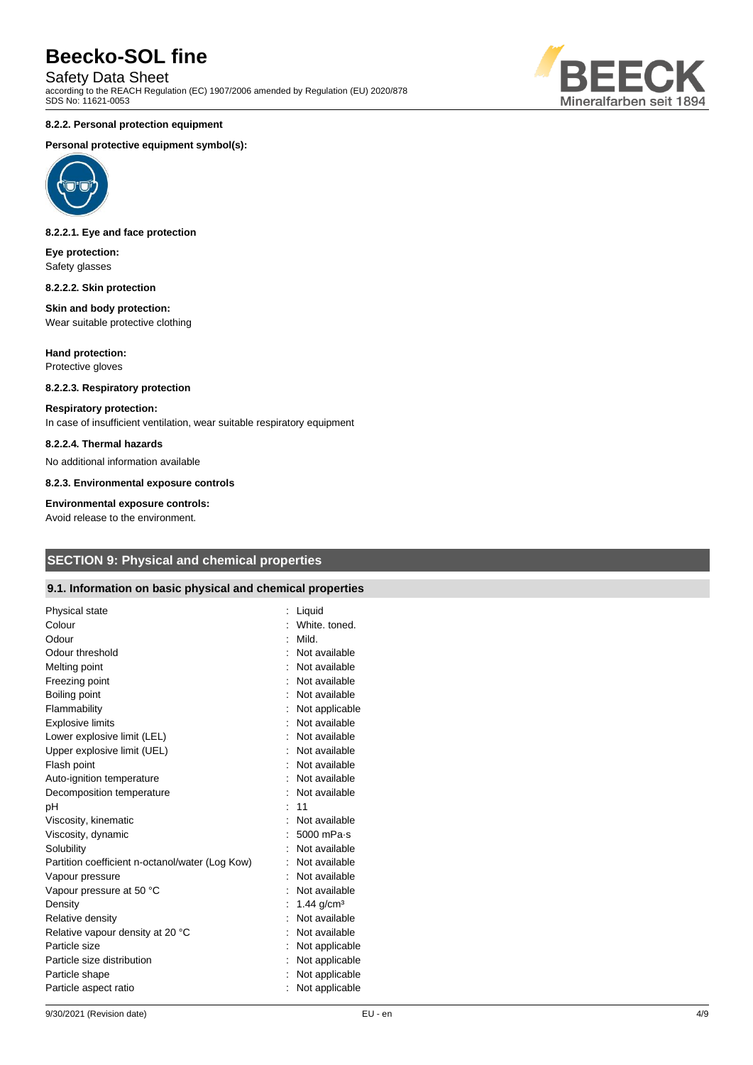#### 8.2.2. Personal protection equipment

**Personal protective equipment symbol(s):**

#### 8.2.2.1. Eye and face protection

**Eye protection:**
Safety glasses

#### 8.2.2.2. Skin protection

**Skin and body protection:**
Wear suitable protective clothing

**Hand protection:**
Protective gloves

#### 8.2.2.3. Respiratory protection

**Respiratory protection:**
In case of insufficient ventilation, wear suitable respiratory equipment

#### 8.2.2.4. Thermal hazards

No additional information available

#### 8.2.3. Environmental exposure controls

**Environmental exposure controls:**
Avoid release to the environment.

## SECTION 9: Physical and chemical properties

### 9.1. Information on basic physical and chemical properties

| Property | Value |
|---|---|
| Physical state | Liquid |
| Colour | White. toned. |
| Odour | Mild. |
| Odour threshold | Not available |
| Melting point | Not available |
| Freezing point | Not available |
| Boiling point | Not available |
| Flammability | Not applicable |
| Explosive limits | Not available |
| Lower explosive limit (LEL) | Not available |
| Upper explosive limit (UEL) | Not available |
| Flash point | Not available |
| Auto-ignition temperature | Not available |
| Decomposition temperature | Not available |
| pH | 11 |
| Viscosity, kinematic | Not available |
| Viscosity, dynamic | 5000 mPa·s |
| Solubility | Not available |
| Partition coefficient n-octanol/water (Log Kow) | Not available |
| Vapour pressure | Not available |
| Vapour pressure at 50 °C | Not available |
| Density | 1.44 g/cm³ |
| Relative density | Not available |
| Relative vapour density at 20 °C | Not available |
| Particle size | Not applicable |
| Particle size distribution | Not applicable |
| Particle shape | Not applicable |
| Particle aspect ratio | Not applicable |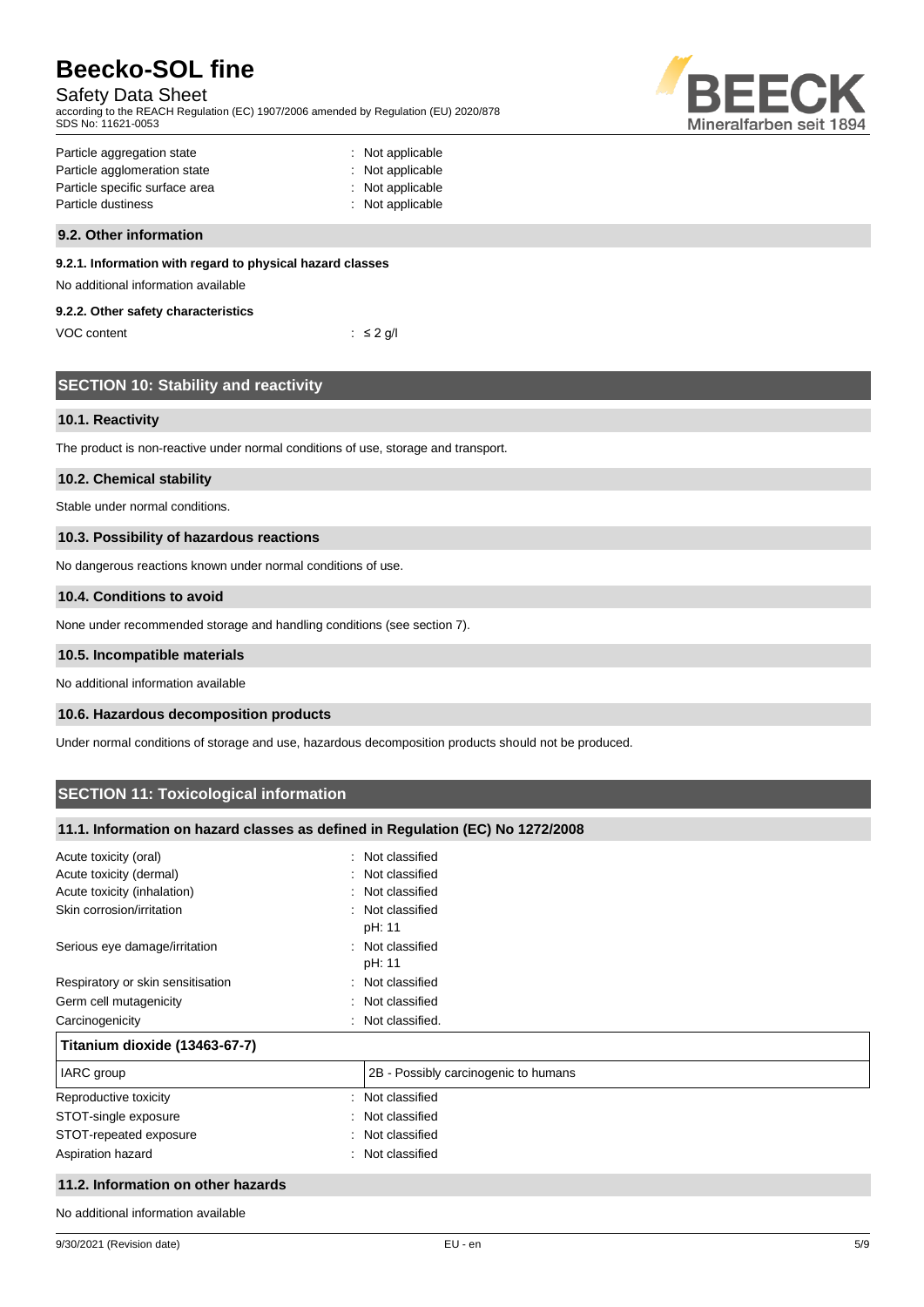| | |
|---|---|
| Particle aggregation state | : Not applicable |
| Particle agglomeration state | : Not applicable |
| Particle specific surface area | : Not applicable |
| Particle dustiness | : Not applicable |

### 9.2. Other information

#### 9.2.1. Information with regard to physical hazard classes

No additional information available

#### 9.2.2. Other safety characteristics

| | |
|---|---|
| VOC content | : ≤ 2 g/l |

## SECTION 10: Stability and reactivity

### 10.1. Reactivity

The product is non-reactive under normal conditions of use, storage and transport.

### 10.2. Chemical stability

Stable under normal conditions.

### 10.3. Possibility of hazardous reactions

No dangerous reactions known under normal conditions of use.

### 10.4. Conditions to avoid

None under recommended storage and handling conditions (see section 7).

### 10.5. Incompatible materials

No additional information available

### 10.6. Hazardous decomposition products

Under normal conditions of storage and use, hazardous decomposition products should not be produced.

## SECTION 11: Toxicological information

### 11.1. Information on hazard classes as defined in Regulation (EC) No 1272/2008

| | |
|---|---|
| Acute toxicity (oral) | : Not classified |
| Acute toxicity (dermal) | : Not classified |
| Acute toxicity (inhalation) | : Not classified |
| Skin corrosion/irritation | : Not classified<br>pH: 11 |
| Serious eye damage/irritation | : Not classified<br>pH: 11 |
| Respiratory or skin sensitisation | : Not classified |
| Germ cell mutagenicity | : Not classified |
| Carcinogenicity | : Not classified. |

| Titanium dioxide (13463-67-7) | |
|---|---|
| IARC group | 2B - Possibly carcinogenic to humans |

| | |
|---|---|
| Reproductive toxicity | : Not classified |
| STOT-single exposure | : Not classified |
| STOT-repeated exposure | : Not classified |
| Aspiration hazard | : Not classified |

### 11.2. Information on other hazards

No additional information available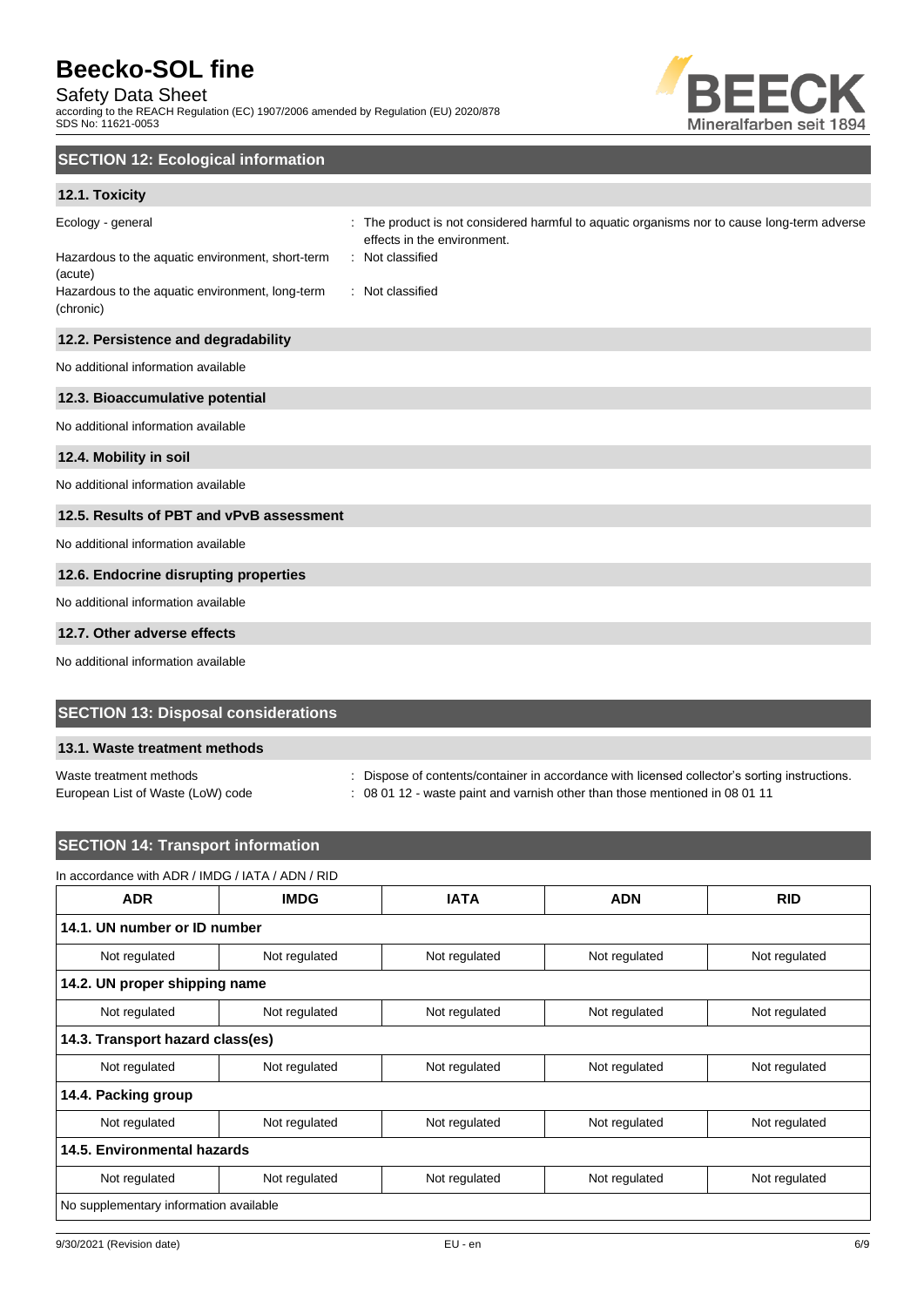## SECTION 12: Ecological information

### 12.1. Toxicity

| | |
|---|---|
| Ecology - general | : The product is not considered harmful to aquatic organisms nor to cause long-term adverse effects in the environment. |
| Hazardous to the aquatic environment, short-term (acute) | : Not classified |
| Hazardous to the aquatic environment, long-term (chronic) | : Not classified |

### 12.2. Persistence and degradability

No additional information available

### 12.3. Bioaccumulative potential

No additional information available

### 12.4. Mobility in soil

No additional information available

### 12.5. Results of PBT and vPvB assessment

No additional information available

### 12.6. Endocrine disrupting properties

No additional information available

### 12.7. Other adverse effects

No additional information available

## SECTION 13: Disposal considerations

### 13.1. Waste treatment methods

| | |
|---|---|
| Waste treatment methods | : Dispose of contents/container in accordance with licensed collector's sorting instructions. |
| European List of Waste (LoW) code | : 08 01 12 - waste paint and varnish other than those mentioned in 08 01 11 |

## SECTION 14: Transport information

In accordance with ADR / IMDG / IATA / ADN / RID

| ADR | IMDG | IATA | ADN | RID |
|---|---|---|---|---|
| **14.1. UN number or ID number** | | | | |
| Not regulated | Not regulated | Not regulated | Not regulated | Not regulated |
| **14.2. UN proper shipping name** | | | | |
| Not regulated | Not regulated | Not regulated | Not regulated | Not regulated |
| **14.3. Transport hazard class(es)** | | | | |
| Not regulated | Not regulated | Not regulated | Not regulated | Not regulated |
| **14.4. Packing group** | | | | |
| Not regulated | Not regulated | Not regulated | Not regulated | Not regulated |
| **14.5. Environmental hazards** | | | | |
| Not regulated | Not regulated | Not regulated | Not regulated | Not regulated |
| No supplementary information available | | | | |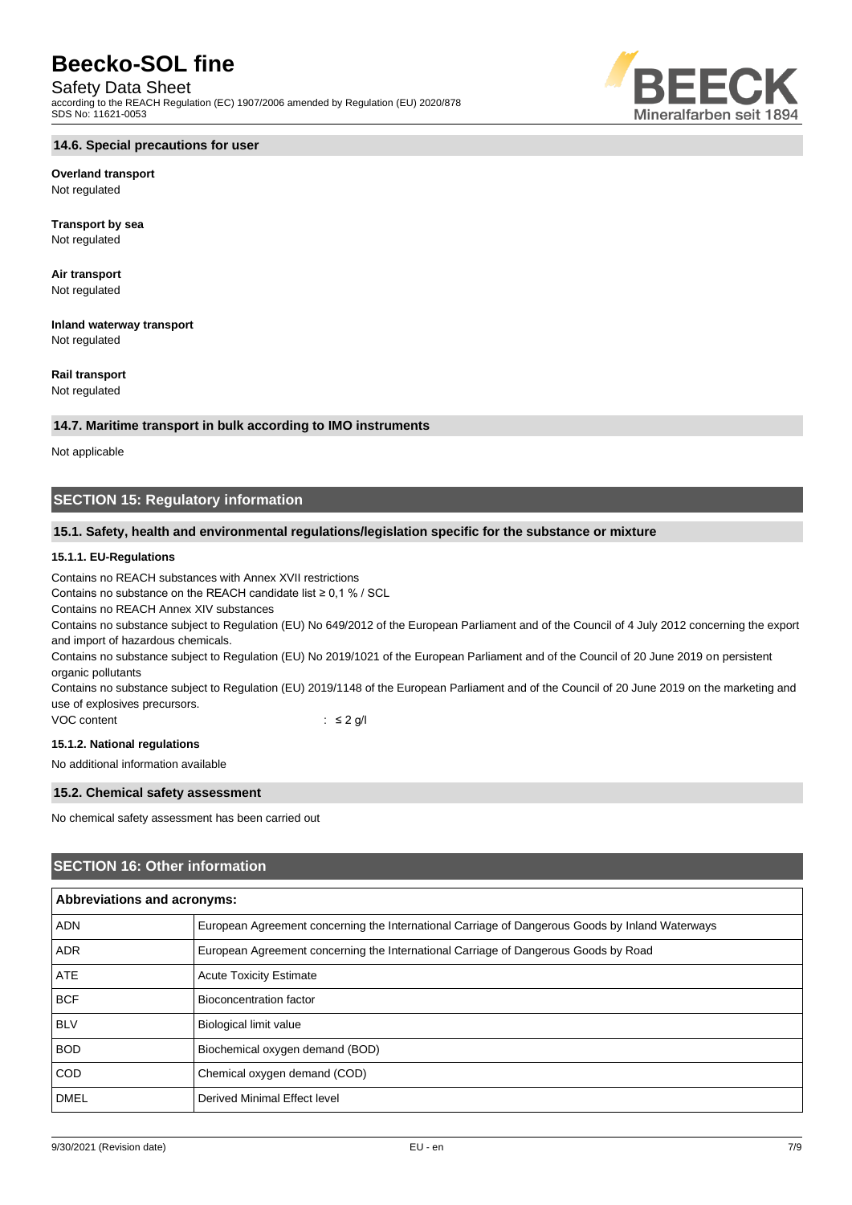### 14.6. Special precautions for user

**Overland transport**
Not regulated

**Transport by sea**
Not regulated

**Air transport**
Not regulated

**Inland waterway transport**
Not regulated

**Rail transport**
Not regulated

### 14.7. Maritime transport in bulk according to IMO instruments

Not applicable

## SECTION 15: Regulatory information

### 15.1. Safety, health and environmental regulations/legislation specific for the substance or mixture

#### 15.1.1. EU-Regulations

Contains no REACH substances with Annex XVII restrictions
Contains no substance on the REACH candidate list ≥ 0,1 % / SCL
Contains no REACH Annex XIV substances
Contains no substance subject to Regulation (EU) No 649/2012 of the European Parliament and of the Council of 4 July 2012 concerning the export and import of hazardous chemicals.
Contains no substance subject to Regulation (EU) No 2019/1021 of the European Parliament and of the Council of 20 June 2019 on persistent organic pollutants
Contains no substance subject to Regulation (EU) 2019/1148 of the European Parliament and of the Council of 20 June 2019 on the marketing and use of explosives precursors.

VOC content : ≤ 2 g/l

#### 15.1.2. National regulations

No additional information available

### 15.2. Chemical safety assessment

No chemical safety assessment has been carried out

## SECTION 16: Other information

| Abbreviations and acronyms: | |
|---|---|
| ADN | European Agreement concerning the International Carriage of Dangerous Goods by Inland Waterways |
| ADR | European Agreement concerning the International Carriage of Dangerous Goods by Road |
| ATE | Acute Toxicity Estimate |
| BCF | Bioconcentration factor |
| BLV | Biological limit value |
| BOD | Biochemical oxygen demand (BOD) |
| COD | Chemical oxygen demand (COD) |
| DMEL | Derived Minimal Effect level |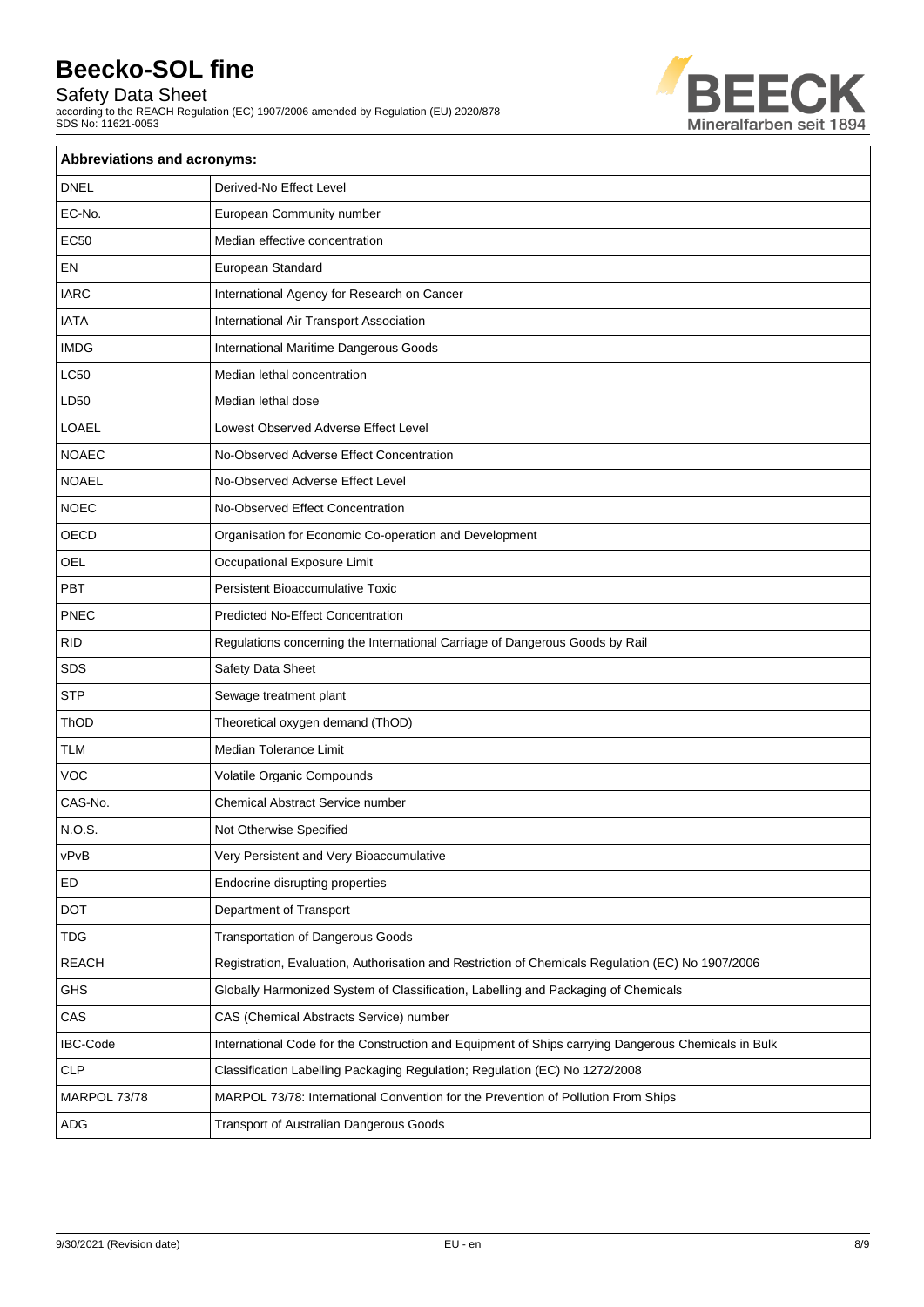| Abbreviations and acronyms: | |
|---|---|
| DNEL | Derived-No Effect Level |
| EC-No. | European Community number |
| EC50 | Median effective concentration |
| EN | European Standard |
| IARC | International Agency for Research on Cancer |
| IATA | International Air Transport Association |
| IMDG | International Maritime Dangerous Goods |
| LC50 | Median lethal concentration |
| LD50 | Median lethal dose |
| LOAEL | Lowest Observed Adverse Effect Level |
| NOAEC | No-Observed Adverse Effect Concentration |
| NOAEL | No-Observed Adverse Effect Level |
| NOEC | No-Observed Effect Concentration |
| OECD | Organisation for Economic Co-operation and Development |
| OEL | Occupational Exposure Limit |
| PBT | Persistent Bioaccumulative Toxic |
| PNEC | Predicted No-Effect Concentration |
| RID | Regulations concerning the International Carriage of Dangerous Goods by Rail |
| SDS | Safety Data Sheet |
| STP | Sewage treatment plant |
| ThOD | Theoretical oxygen demand (ThOD) |
| TLM | Median Tolerance Limit |
| VOC | Volatile Organic Compounds |
| CAS-No. | Chemical Abstract Service number |
| N.O.S. | Not Otherwise Specified |
| vPvB | Very Persistent and Very Bioaccumulative |
| ED | Endocrine disrupting properties |
| DOT | Department of Transport |
| TDG | Transportation of Dangerous Goods |
| REACH | Registration, Evaluation, Authorisation and Restriction of Chemicals Regulation (EC) No 1907/2006 |
| GHS | Globally Harmonized System of Classification, Labelling and Packaging of Chemicals |
| CAS | CAS (Chemical Abstracts Service) number |
| IBC-Code | International Code for the Construction and Equipment of Ships carrying Dangerous Chemicals in Bulk |
| CLP | Classification Labelling Packaging Regulation; Regulation (EC) No 1272/2008 |
| MARPOL 73/78 | MARPOL 73/78: International Convention for the Prevention of Pollution From Ships |
| ADG | Transport of Australian Dangerous Goods |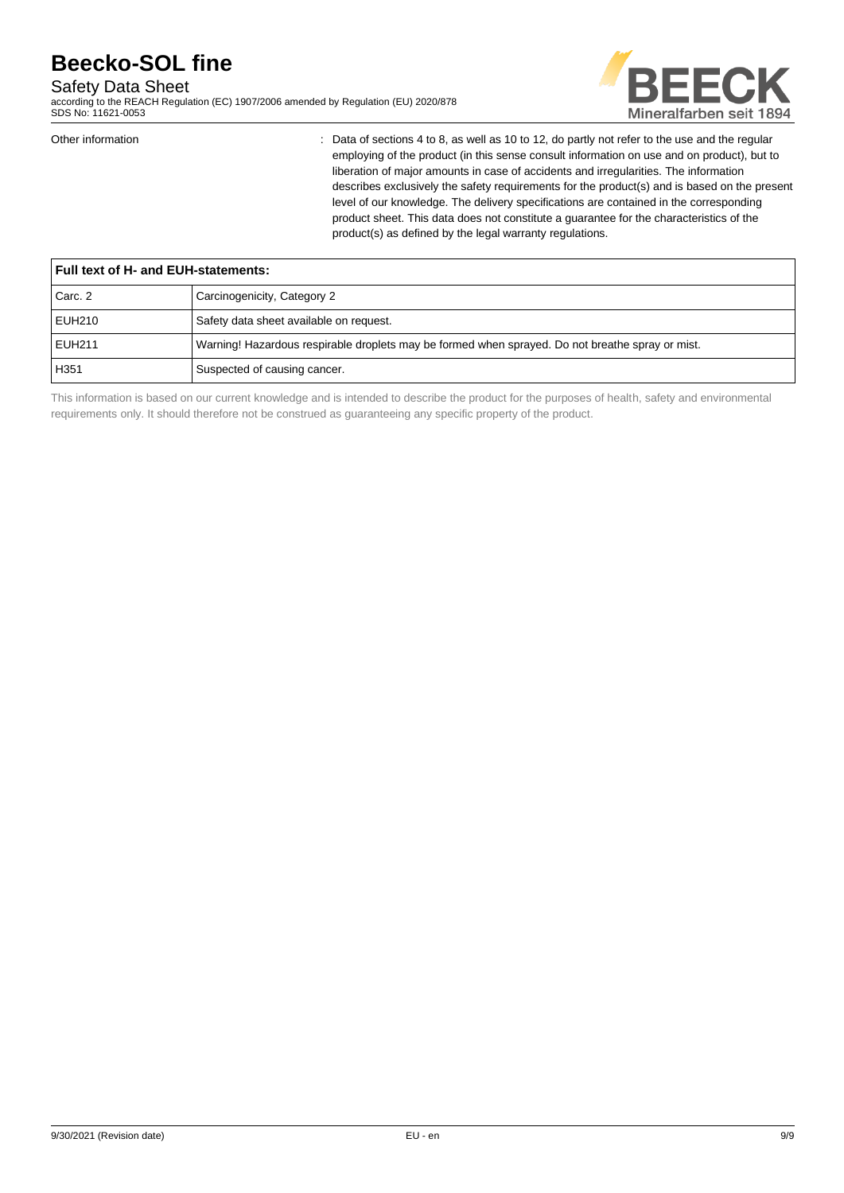Other information : Data of sections 4 to 8, as well as 10 to 12, do partly not refer to the use and the regular employing of the product (in this sense consult information on use and on product), but to liberation of major amounts in case of accidents and irregularities. The information describes exclusively the safety requirements for the product(s) and is based on the present level of our knowledge. The delivery specifications are contained in the corresponding product sheet. This data does not constitute a guarantee for the characteristics of the product(s) as defined by the legal warranty regulations.

| Full text of H- and EUH-statements: | |
|---|---|
| Carc. 2 | Carcinogenicity, Category 2 |
| EUH210 | Safety data sheet available on request. |
| EUH211 | Warning! Hazardous respirable droplets may be formed when sprayed. Do not breathe spray or mist. |
| H351 | Suspected of causing cancer. |

This information is based on our current knowledge and is intended to describe the product for the purposes of health, safety and environmental requirements only. It should therefore not be construed as guaranteeing any specific property of the product.